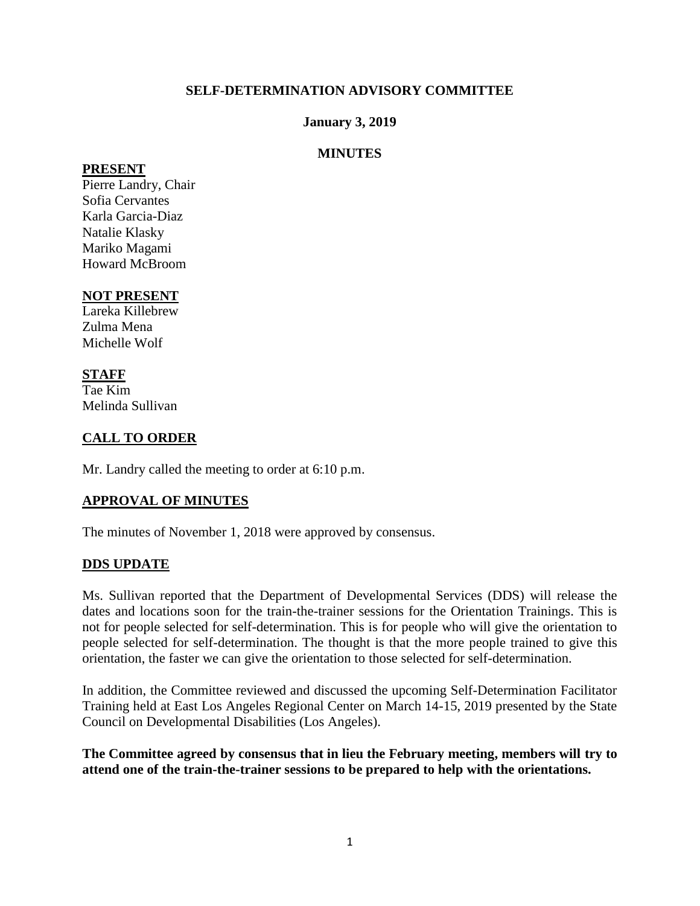# SELF-DETERMINATION ADVISORY COMMITTEE

**January 3, 2019**

**MINUTES**

## PRESENT

Pierre Landry, Chair
Sofia Cervantes
Karla Garcia-Diaz
Natalie Klasky
Mariko Magami
Howard McBroom

## NOT PRESENT

Lareka Killebrew
Zulma Mena
Michelle Wolf

## STAFF

Tae Kim
Melinda Sullivan

## CALL TO ORDER

Mr. Landry called the meeting to order at 6:10 p.m.

## APPROVAL OF MINUTES

The minutes of November 1, 2018 were approved by consensus.

## DDS UPDATE

Ms. Sullivan reported that the Department of Developmental Services (DDS) will release the dates and locations soon for the train-the-trainer sessions for the Orientation Trainings. This is not for people selected for self-determination. This is for people who will give the orientation to people selected for self-determination. The thought is that the more people trained to give this orientation, the faster we can give the orientation to those selected for self-determination.

In addition, the Committee reviewed and discussed the upcoming Self-Determination Facilitator Training held at East Los Angeles Regional Center on March 14-15, 2019 presented by the State Council on Developmental Disabilities (Los Angeles).

**The Committee agreed by consensus that in lieu the February meeting, members will try to attend one of the train-the-trainer sessions to be prepared to help with the orientations.**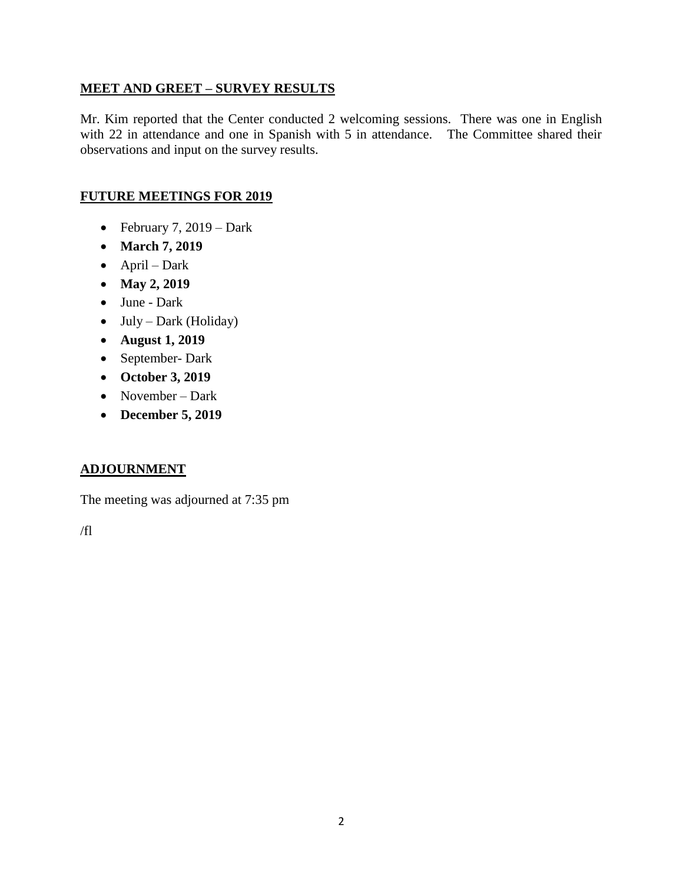## MEET AND GREET – SURVEY RESULTS

Mr. Kim reported that the Center conducted 2 welcoming sessions. There was one in English with 22 in attendance and one in Spanish with 5 in attendance. The Committee shared their observations and input on the survey results.

## FUTURE MEETINGS FOR 2019

- February 7, 2019 – Dark
- **March 7, 2019**
- April – Dark
- **May 2, 2019**
- June - Dark
- July – Dark (Holiday)
- **August 1, 2019**
- September- Dark
- **October 3, 2019**
- November – Dark
- **December 5, 2019**

## ADJOURNMENT

The meeting was adjourned at 7:35 pm

/fl